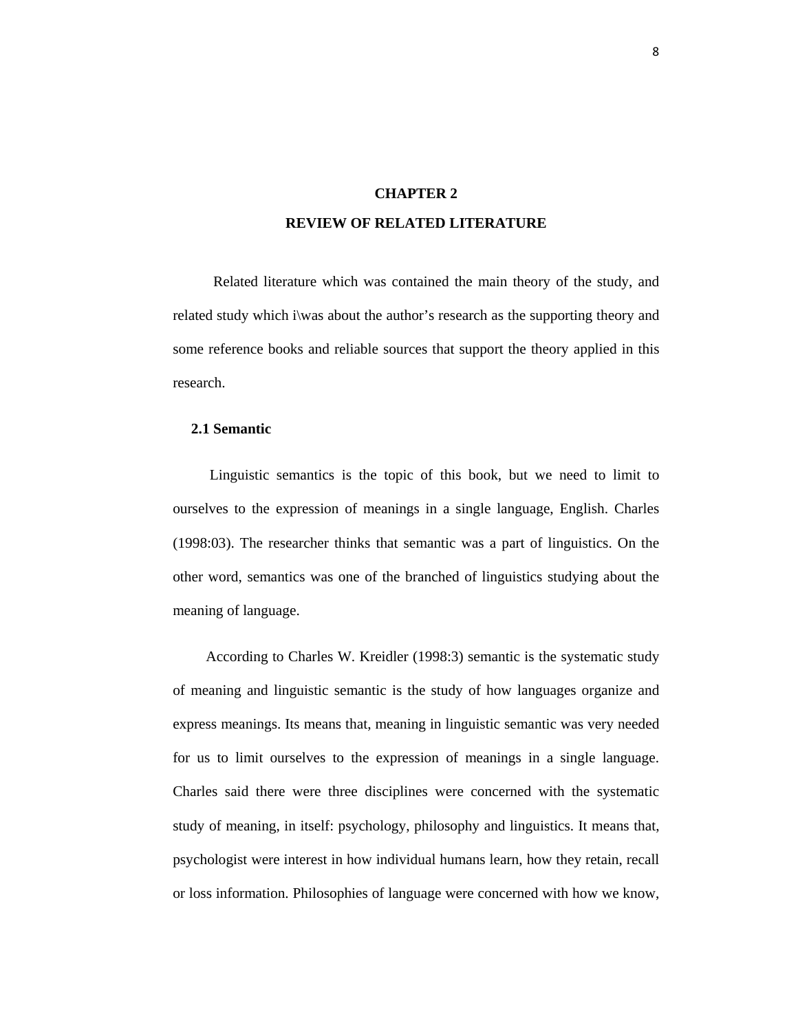# CHAPTER 2

# REVIEW OF RELATED LITERATURE

Related literature which was contained the main theory of the study, and related study which i\was about the author's research as the supporting theory and some reference books and reliable sources that support the theory applied in this research.

## 2.1 Semantic

Linguistic semantics is the topic of this book, but we need to limit to ourselves to the expression of meanings in a single language, English. Charles (1998:03). The researcher thinks that semantic was a part of linguistics. On the other word, semantics was one of the branched of linguistics studying about the meaning of language.

According to Charles W. Kreidler (1998:3) semantic is the systematic study of meaning and linguistic semantic is the study of how languages organize and express meanings. Its means that, meaning in linguistic semantic was very needed for us to limit ourselves to the expression of meanings in a single language. Charles said there were three disciplines were concerned with the systematic study of meaning, in itself: psychology, philosophy and linguistics. It means that, psychologist were interest in how individual humans learn, how they retain, recall or loss information. Philosophies of language were concerned with how we know,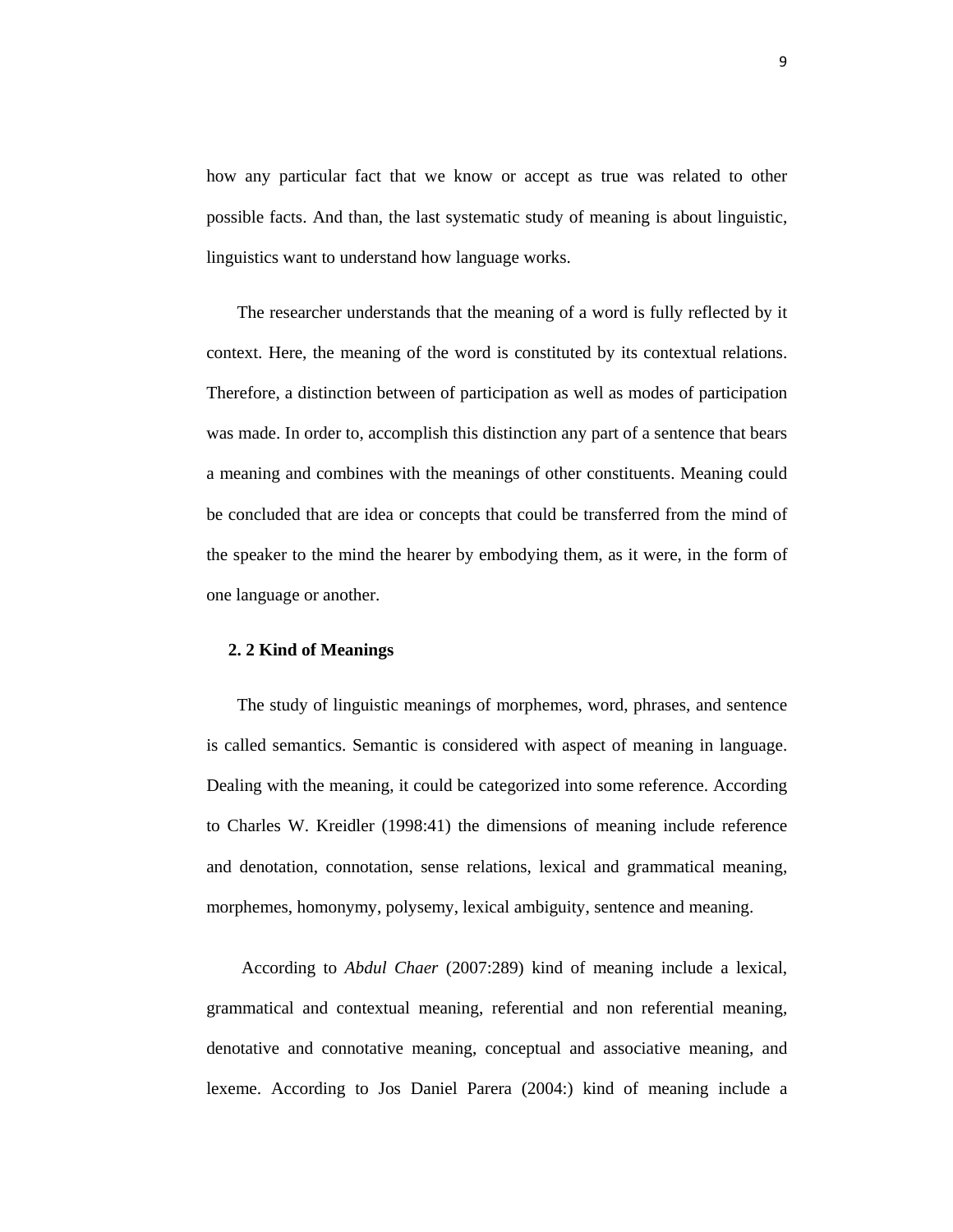how any particular fact that we know or accept as true was related to other possible facts. And than, the last systematic study of meaning is about linguistic, linguistics want to understand how language works.

The researcher understands that the meaning of a word is fully reflected by it context. Here, the meaning of the word is constituted by its contextual relations. Therefore, a distinction between of participation as well as modes of participation was made. In order to, accomplish this distinction any part of a sentence that bears a meaning and combines with the meanings of other constituents. Meaning could be concluded that are idea or concepts that could be transferred from the mind of the speaker to the mind the hearer by embodying them, as it were, in the form of one language or another.

## 2. 2 Kind of Meanings

The study of linguistic meanings of morphemes, word, phrases, and sentence is called semantics. Semantic is considered with aspect of meaning in language. Dealing with the meaning, it could be categorized into some reference. According to Charles W. Kreidler (1998:41) the dimensions of meaning include reference and denotation, connotation, sense relations, lexical and grammatical meaning, morphemes, homonymy, polysemy, lexical ambiguity, sentence and meaning.

According to *Abdul Chaer* (2007:289) kind of meaning include a lexical, grammatical and contextual meaning, referential and non referential meaning, denotative and connotative meaning, conceptual and associative meaning, and lexeme. According to Jos Daniel Parera (2004:) kind of meaning include a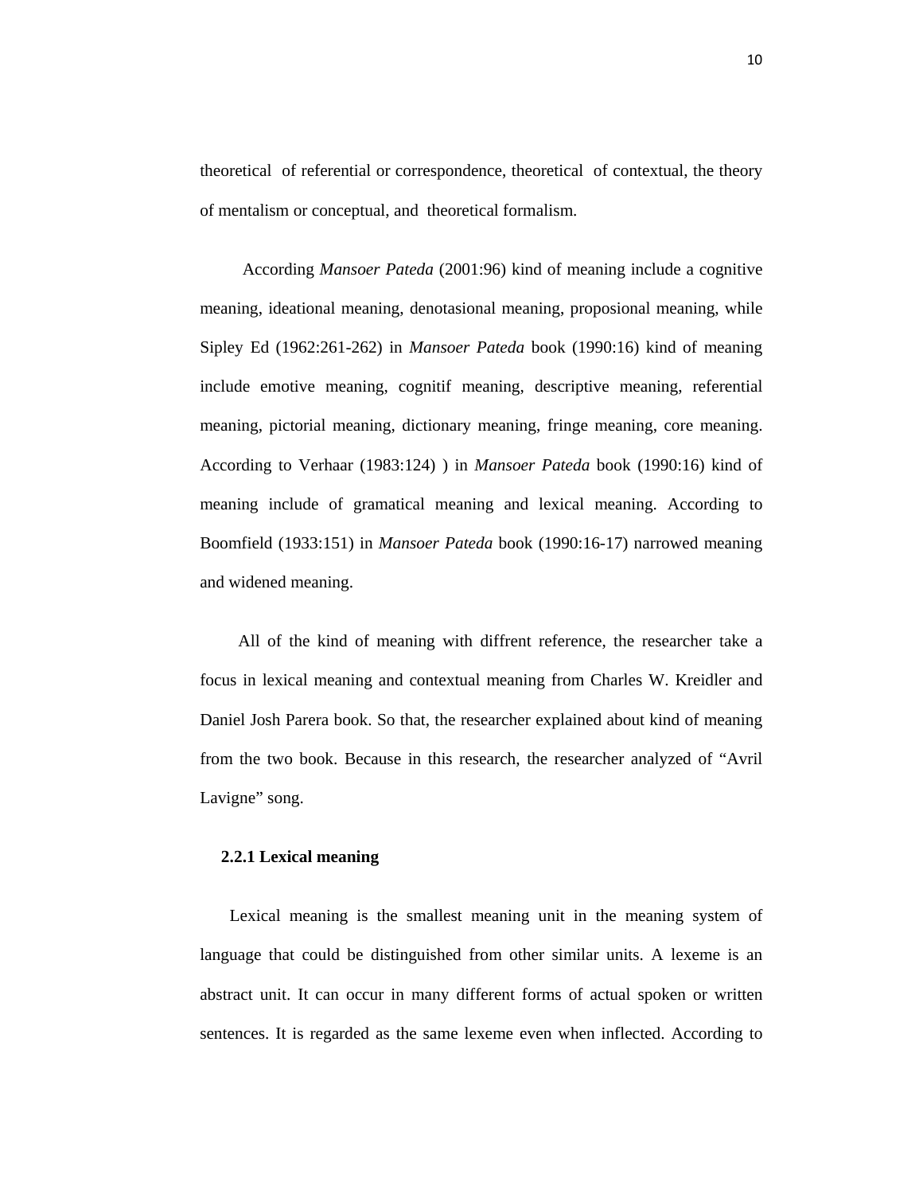theoretical of referential or correspondence, theoretical of contextual, the theory of mentalism or conceptual, and theoretical formalism.

According *Mansoer Pateda* (2001:96) kind of meaning include a cognitive meaning, ideational meaning, denotasional meaning, proposional meaning, while Sipley Ed (1962:261-262) in *Mansoer Pateda* book (1990:16) kind of meaning include emotive meaning, cognitif meaning, descriptive meaning, referential meaning, pictorial meaning, dictionary meaning, fringe meaning, core meaning. According to Verhaar (1983:124) ) in *Mansoer Pateda* book (1990:16) kind of meaning include of gramatical meaning and lexical meaning. According to Boomfield (1933:151) in *Mansoer Pateda* book (1990:16-17) narrowed meaning and widened meaning.

All of the kind of meaning with diffrent reference, the researcher take a focus in lexical meaning and contextual meaning from Charles W. Kreidler and Daniel Josh Parera book. So that, the researcher explained about kind of meaning from the two book. Because in this research, the researcher analyzed of "Avril Lavigne" song.

### 2.2.1 Lexical meaning

Lexical meaning is the smallest meaning unit in the meaning system of language that could be distinguished from other similar units. A lexeme is an abstract unit. It can occur in many different forms of actual spoken or written sentences. It is regarded as the same lexeme even when inflected. According to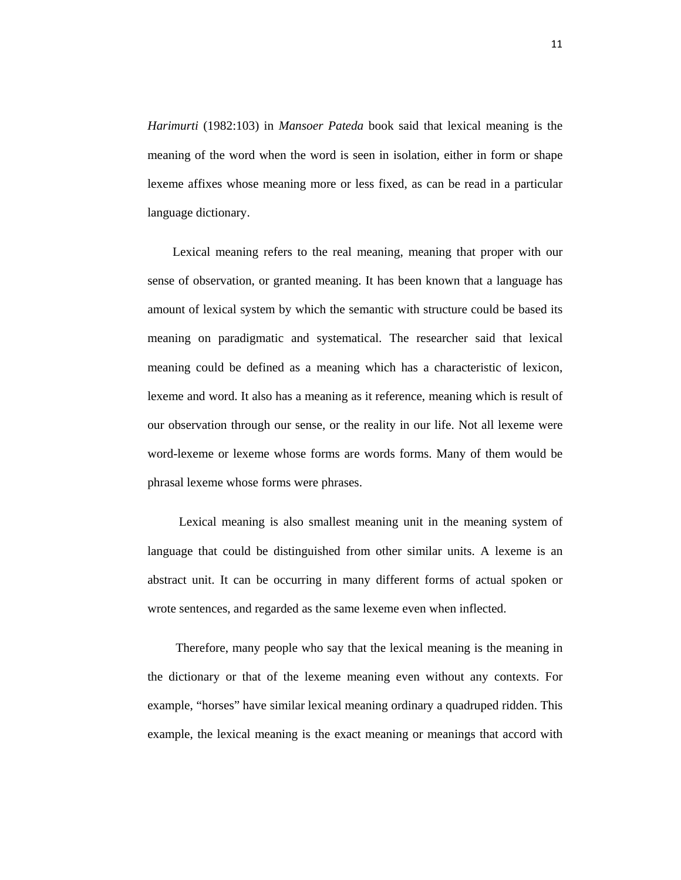*Harimurti* (1982:103) in *Mansoer Pateda* book said that lexical meaning is the meaning of the word when the word is seen in isolation, either in form or shape lexeme affixes whose meaning more or less fixed, as can be read in a particular language dictionary.

Lexical meaning refers to the real meaning, meaning that proper with our sense of observation, or granted meaning. It has been known that a language has amount of lexical system by which the semantic with structure could be based its meaning on paradigmatic and systematical. The researcher said that lexical meaning could be defined as a meaning which has a characteristic of lexicon, lexeme and word. It also has a meaning as it reference, meaning which is result of our observation through our sense, or the reality in our life. Not all lexeme were word-lexeme or lexeme whose forms are words forms. Many of them would be phrasal lexeme whose forms were phrases.

Lexical meaning is also smallest meaning unit in the meaning system of language that could be distinguished from other similar units. A lexeme is an abstract unit. It can be occurring in many different forms of actual spoken or wrote sentences, and regarded as the same lexeme even when inflected.

Therefore, many people who say that the lexical meaning is the meaning in the dictionary or that of the lexeme meaning even without any contexts. For example, "horses" have similar lexical meaning ordinary a quadruped ridden. This example, the lexical meaning is the exact meaning or meanings that accord with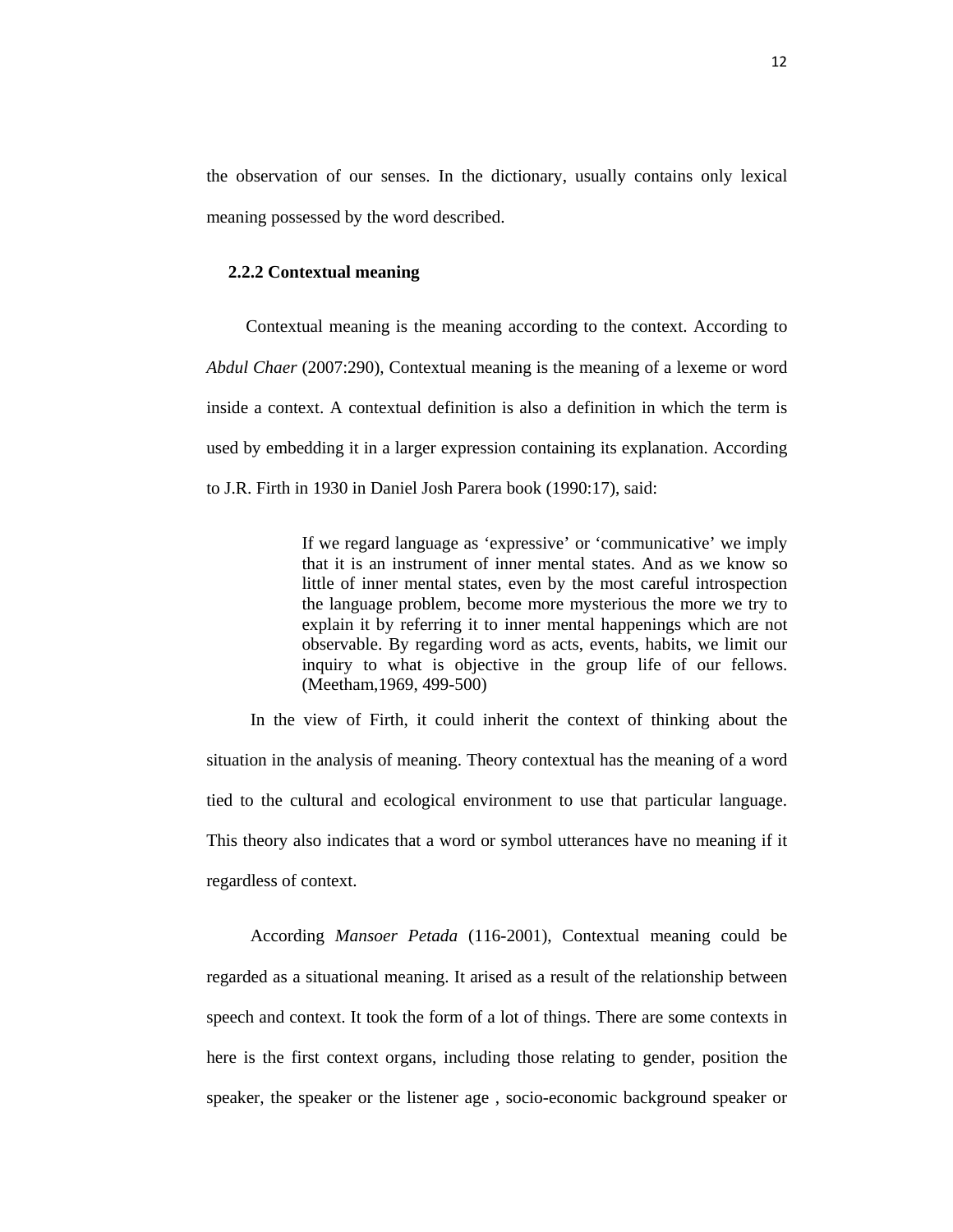the observation of our senses. In the dictionary, usually contains only lexical meaning possessed by the word described.

### 2.2.2 Contextual meaning

Contextual meaning is the meaning according to the context. According to *Abdul Chaer* (2007:290), Contextual meaning is the meaning of a lexeme or word inside a context. A contextual definition is also a definition in which the term is used by embedding it in a larger expression containing its explanation. According to J.R. Firth in 1930 in Daniel Josh Parera book (1990:17), said:

> If we regard language as 'expressive' or 'communicative' we imply that it is an instrument of inner mental states. And as we know so little of inner mental states, even by the most careful introspection the language problem, become more mysterious the more we try to explain it by referring it to inner mental happenings which are not observable. By regarding word as acts, events, habits, we limit our inquiry to what is objective in the group life of our fellows. (Meetham,1969, 499-500)

In the view of Firth, it could inherit the context of thinking about the situation in the analysis of meaning. Theory contextual has the meaning of a word tied to the cultural and ecological environment to use that particular language. This theory also indicates that a word or symbol utterances have no meaning if it regardless of context.

According *Mansoer Petada* (116-2001), Contextual meaning could be regarded as a situational meaning. It arised as a result of the relationship between speech and context. It took the form of a lot of things. There are some contexts in here is the first context organs, including those relating to gender, position the speaker, the speaker or the listener age , socio-economic background speaker or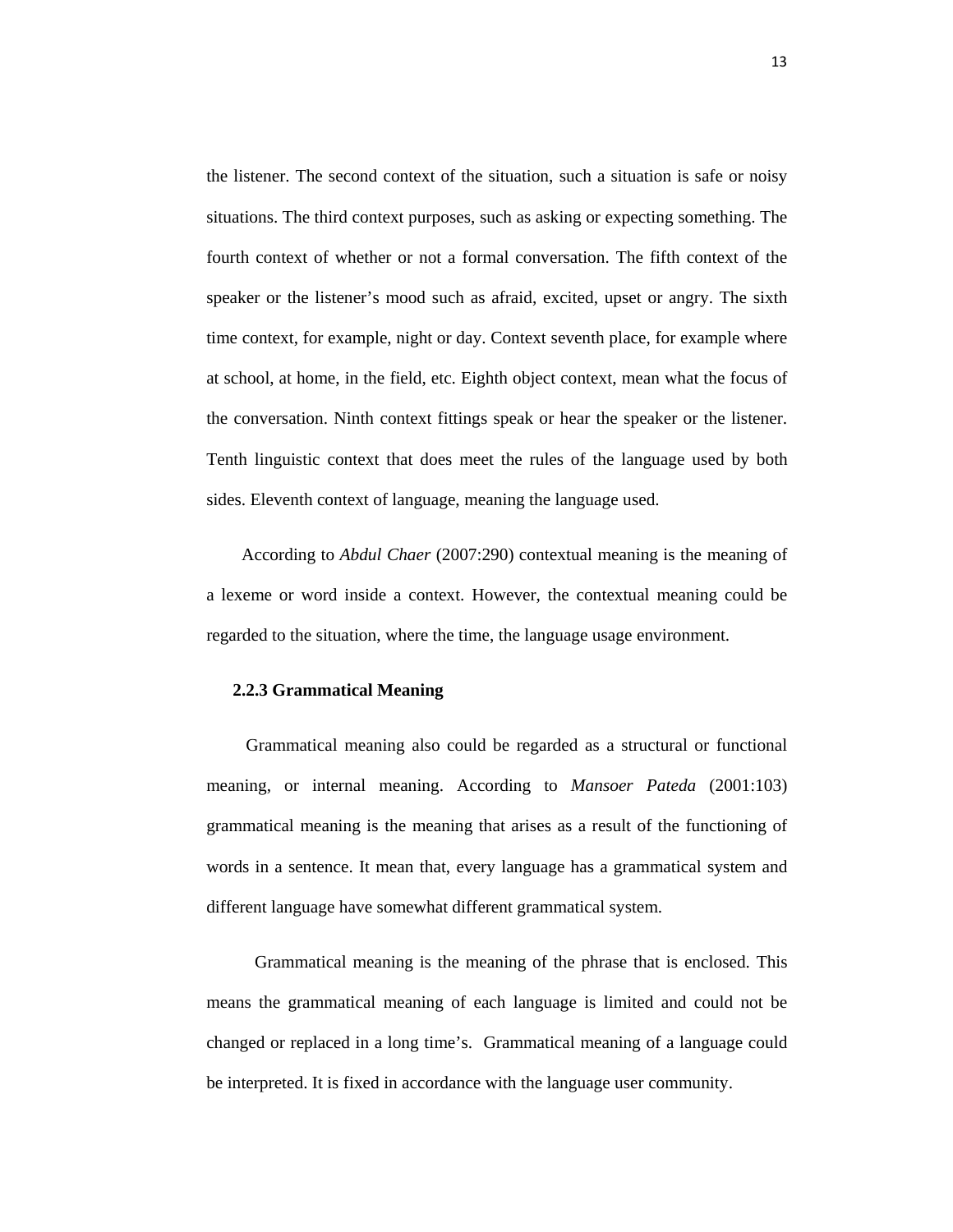the listener. The second context of the situation, such a situation is safe or noisy situations. The third context purposes, such as asking or expecting something. The fourth context of whether or not a formal conversation. The fifth context of the speaker or the listener's mood such as afraid, excited, upset or angry. The sixth time context, for example, night or day. Context seventh place, for example where at school, at home, in the field, etc. Eighth object context, mean what the focus of the conversation. Ninth context fittings speak or hear the speaker or the listener. Tenth linguistic context that does meet the rules of the language used by both sides. Eleventh context of language, meaning the language used.

According to *Abdul Chaer* (2007:290) contextual meaning is the meaning of a lexeme or word inside a context. However, the contextual meaning could be regarded to the situation, where the time, the language usage environment.

### 2.2.3 Grammatical Meaning

Grammatical meaning also could be regarded as a structural or functional meaning, or internal meaning. According to *Mansoer Pateda* (2001:103) grammatical meaning is the meaning that arises as a result of the functioning of words in a sentence. It mean that, every language has a grammatical system and different language have somewhat different grammatical system.

Grammatical meaning is the meaning of the phrase that is enclosed. This means the grammatical meaning of each language is limited and could not be changed or replaced in a long time's. Grammatical meaning of a language could be interpreted. It is fixed in accordance with the language user community.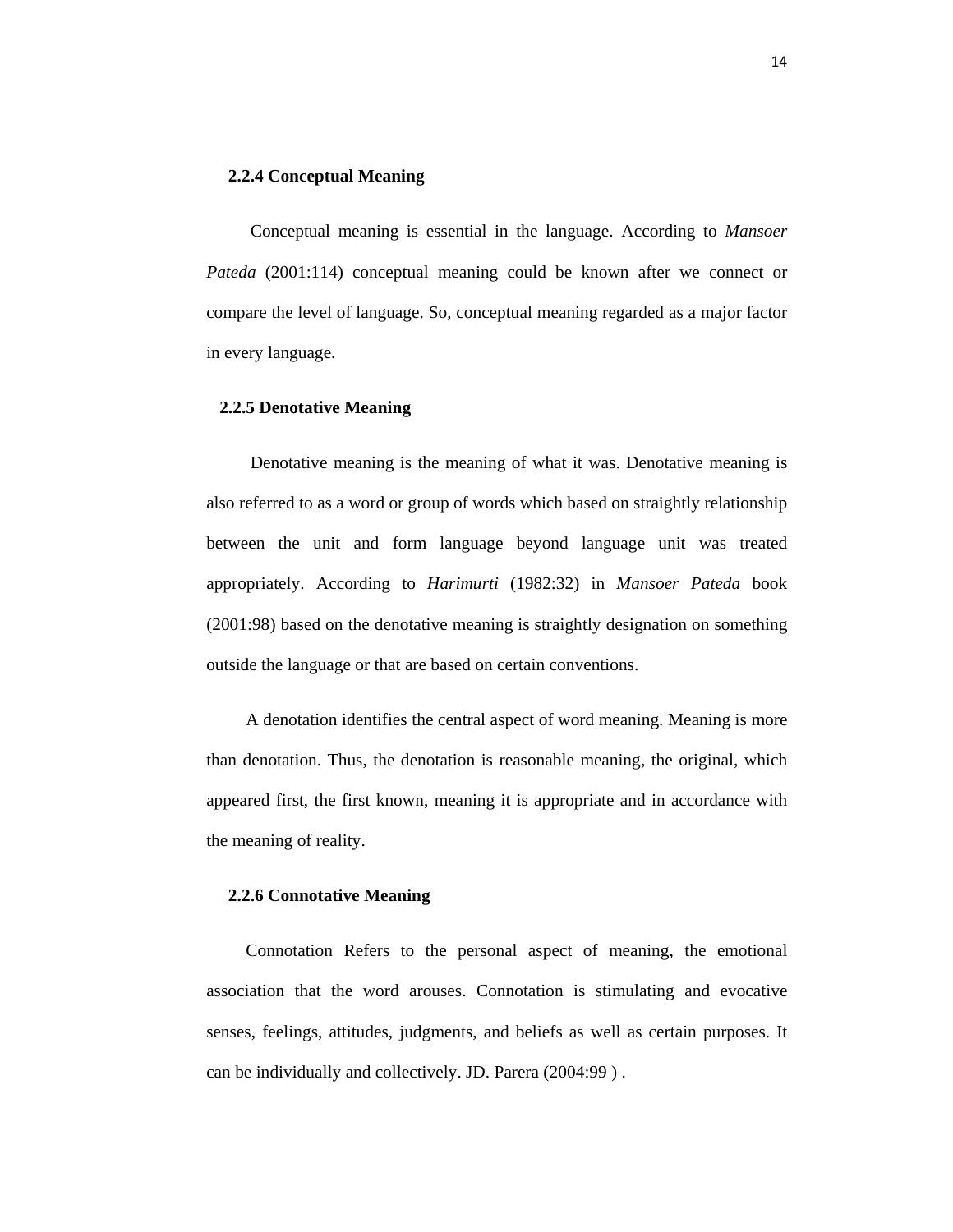### 2.2.4 Conceptual Meaning

Conceptual meaning is essential in the language. According to *Mansoer Pateda* (2001:114) conceptual meaning could be known after we connect or compare the level of language. So, conceptual meaning regarded as a major factor in every language.

### 2.2.5 Denotative Meaning

Denotative meaning is the meaning of what it was. Denotative meaning is also referred to as a word or group of words which based on straightly relationship between the unit and form language beyond language unit was treated appropriately. According to *Harimurti* (1982:32) in *Mansoer Pateda* book (2001:98) based on the denotative meaning is straightly designation on something outside the language or that are based on certain conventions.

A denotation identifies the central aspect of word meaning. Meaning is more than denotation. Thus, the denotation is reasonable meaning, the original, which appeared first, the first known, meaning it is appropriate and in accordance with the meaning of reality.

### 2.2.6 Connotative Meaning

Connotation Refers to the personal aspect of meaning, the emotional association that the word arouses. Connotation is stimulating and evocative senses, feelings, attitudes, judgments, and beliefs as well as certain purposes. It can be individually and collectively. JD. Parera (2004:99 ) .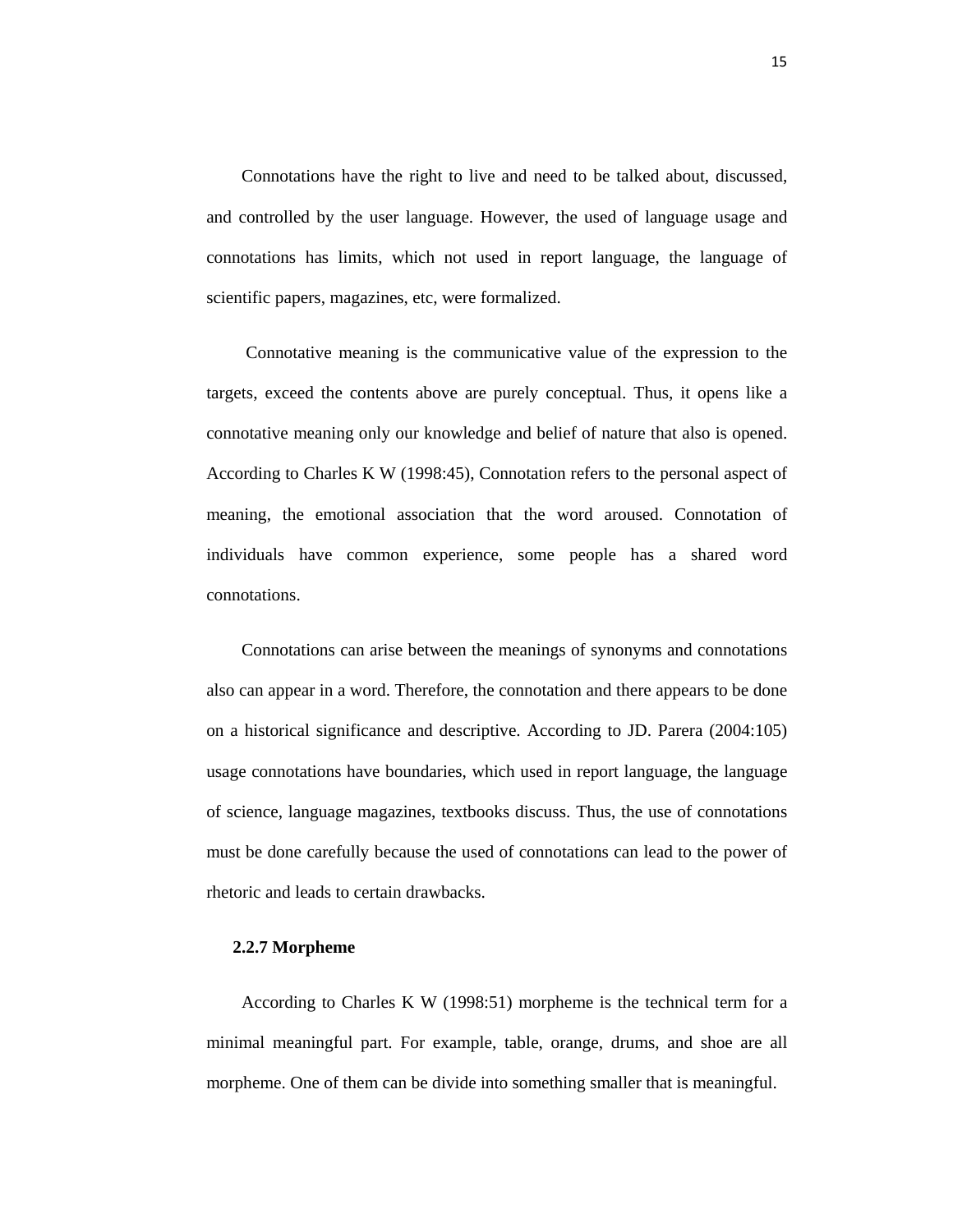Connotations have the right to live and need to be talked about, discussed, and controlled by the user language. However, the used of language usage and connotations has limits, which not used in report language, the language of scientific papers, magazines, etc, were formalized.

Connotative meaning is the communicative value of the expression to the targets, exceed the contents above are purely conceptual. Thus, it opens like a connotative meaning only our knowledge and belief of nature that also is opened. According to Charles K W (1998:45), Connotation refers to the personal aspect of meaning, the emotional association that the word aroused. Connotation of individuals have common experience, some people has a shared word connotations.

Connotations can arise between the meanings of synonyms and connotations also can appear in a word. Therefore, the connotation and there appears to be done on a historical significance and descriptive. According to JD. Parera (2004:105) usage connotations have boundaries, which used in report language, the language of science, language magazines, textbooks discuss. Thus, the use of connotations must be done carefully because the used of connotations can lead to the power of rhetoric and leads to certain drawbacks.

### 2.2.7 Morpheme

According to Charles K W (1998:51) morpheme is the technical term for a minimal meaningful part. For example, table, orange, drums, and shoe are all morpheme. One of them can be divide into something smaller that is meaningful.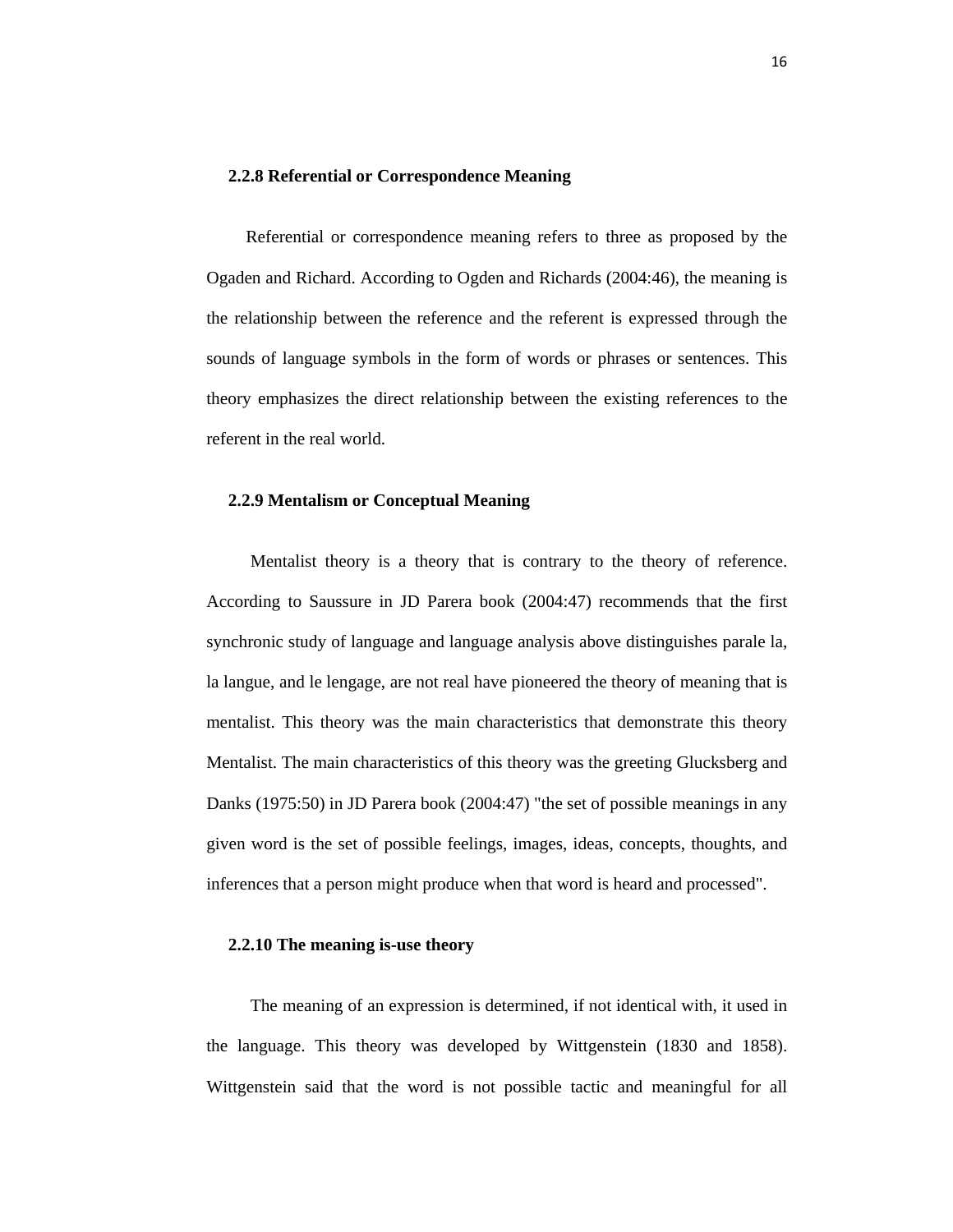### 2.2.8 Referential or Correspondence Meaning

Referential or correspondence meaning refers to three as proposed by the Ogaden and Richard. According to Ogden and Richards (2004:46), the meaning is the relationship between the reference and the referent is expressed through the sounds of language symbols in the form of words or phrases or sentences. This theory emphasizes the direct relationship between the existing references to the referent in the real world.

### 2.2.9 Mentalism or Conceptual Meaning

Mentalist theory is a theory that is contrary to the theory of reference. According to Saussure in JD Parera book (2004:47) recommends that the first synchronic study of language and language analysis above distinguishes parale la, la langue, and le lengage, are not real have pioneered the theory of meaning that is mentalist. This theory was the main characteristics that demonstrate this theory Mentalist. The main characteristics of this theory was the greeting Glucksberg and Danks (1975:50) in JD Parera book (2004:47) "the set of possible meanings in any given word is the set of possible feelings, images, ideas, concepts, thoughts, and inferences that a person might produce when that word is heard and processed".

### 2.2.10 The meaning is-use theory

The meaning of an expression is determined, if not identical with, it used in the language. This theory was developed by Wittgenstein (1830 and 1858). Wittgenstein said that the word is not possible tactic and meaningful for all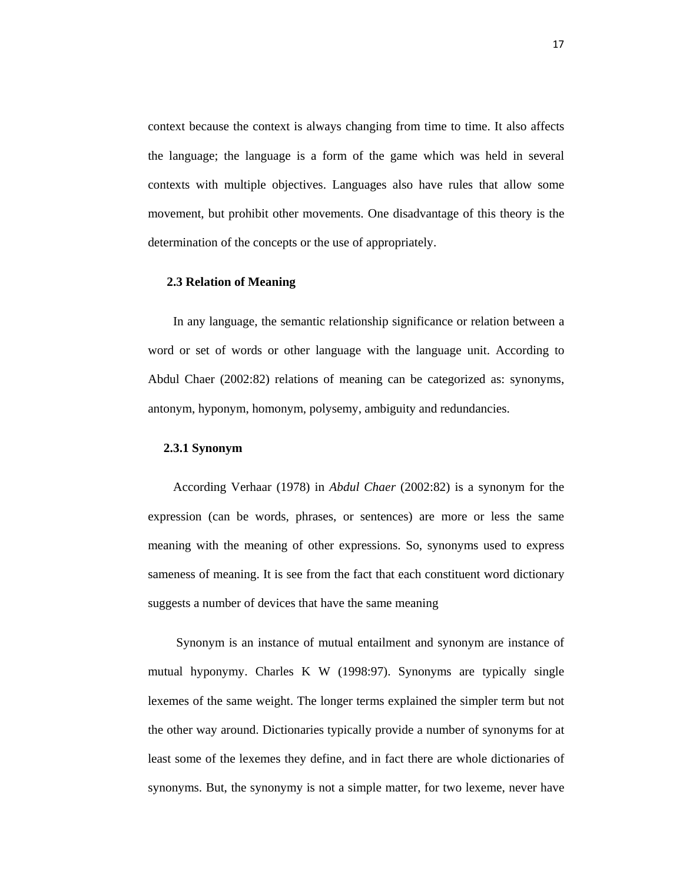context because the context is always changing from time to time. It also affects the language; the language is a form of the game which was held in several contexts with multiple objectives. Languages also have rules that allow some movement, but prohibit other movements. One disadvantage of this theory is the determination of the concepts or the use of appropriately.

## 2.3 Relation of Meaning

In any language, the semantic relationship significance or relation between a word or set of words or other language with the language unit. According to Abdul Chaer (2002:82) relations of meaning can be categorized as: synonyms, antonym, hyponym, homonym, polysemy, ambiguity and redundancies.

### 2.3.1 Synonym

According Verhaar (1978) in *Abdul Chaer* (2002:82) is a synonym for the expression (can be words, phrases, or sentences) are more or less the same meaning with the meaning of other expressions. So, synonyms used to express sameness of meaning. It is see from the fact that each constituent word dictionary suggests a number of devices that have the same meaning

Synonym is an instance of mutual entailment and synonym are instance of mutual hyponymy. Charles K W (1998:97). Synonyms are typically single lexemes of the same weight. The longer terms explained the simpler term but not the other way around. Dictionaries typically provide a number of synonyms for at least some of the lexemes they define, and in fact there are whole dictionaries of synonyms. But, the synonymy is not a simple matter, for two lexeme, never have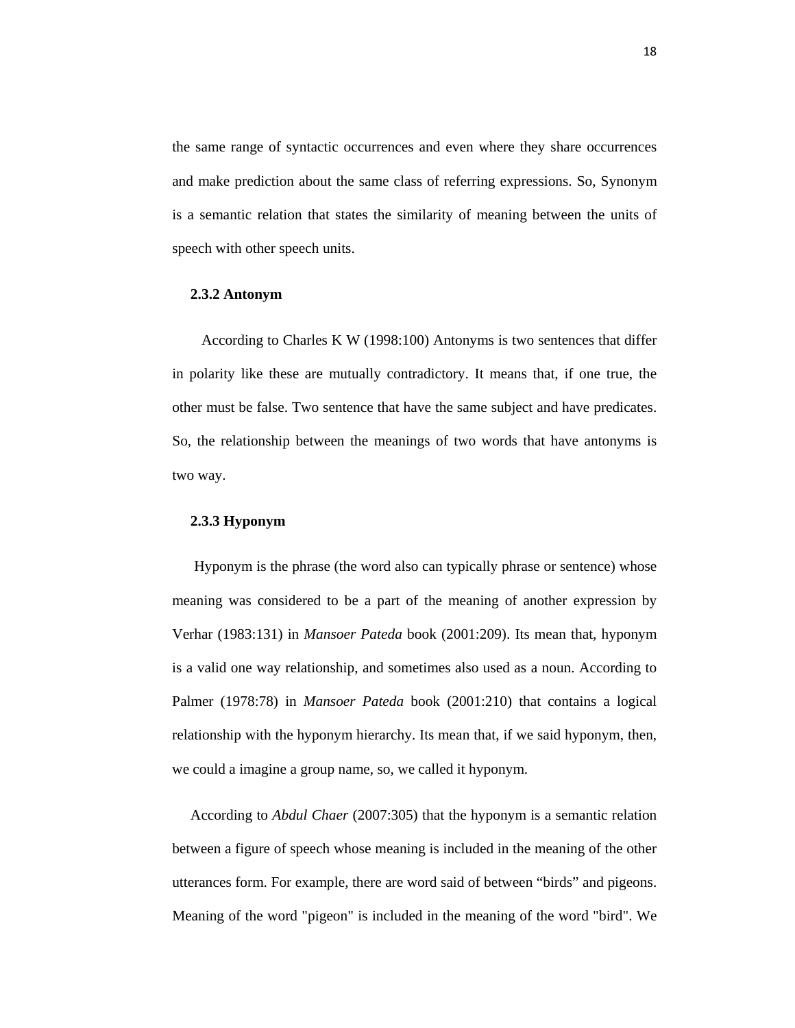the same range of syntactic occurrences and even where they share occurrences and make prediction about the same class of referring expressions. So, Synonym is a semantic relation that states the similarity of meaning between the units of speech with other speech units.

### 2.3.2 Antonym

According to Charles K W (1998:100) Antonyms is two sentences that differ in polarity like these are mutually contradictory. It means that, if one true, the other must be false. Two sentence that have the same subject and have predicates. So, the relationship between the meanings of two words that have antonyms is two way.

### 2.3.3 Hyponym

Hyponym is the phrase (the word also can typically phrase or sentence) whose meaning was considered to be a part of the meaning of another expression by Verhar (1983:131) in *Mansoer Pateda* book (2001:209). Its mean that, hyponym is a valid one way relationship, and sometimes also used as a noun. According to Palmer (1978:78) in *Mansoer Pateda* book (2001:210) that contains a logical relationship with the hyponym hierarchy. Its mean that, if we said hyponym, then, we could a imagine a group name, so, we called it hyponym.

According to *Abdul Chaer* (2007:305) that the hyponym is a semantic relation between a figure of speech whose meaning is included in the meaning of the other utterances form. For example, there are word said of between “birds” and pigeons. Meaning of the word "pigeon" is included in the meaning of the word "bird". We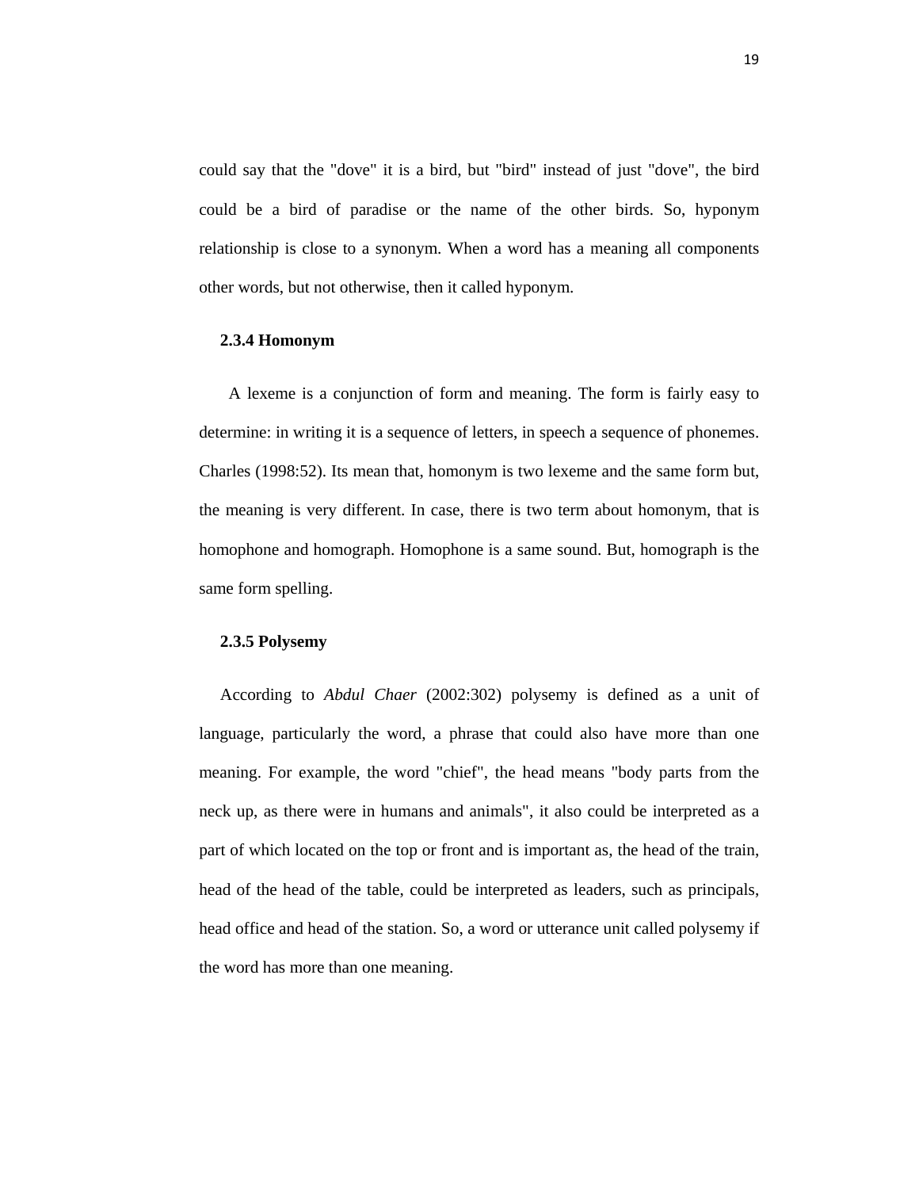could say that the "dove" it is a bird, but "bird" instead of just "dove", the bird could be a bird of paradise or the name of the other birds. So, hyponym relationship is close to a synonym. When a word has a meaning all components other words, but not otherwise, then it called hyponym.

### 2.3.4 Homonym

A lexeme is a conjunction of form and meaning. The form is fairly easy to determine: in writing it is a sequence of letters, in speech a sequence of phonemes. Charles (1998:52). Its mean that, homonym is two lexeme and the same form but, the meaning is very different. In case, there is two term about homonym, that is homophone and homograph. Homophone is a same sound. But, homograph is the same form spelling.

### 2.3.5 Polysemy

According to *Abdul Chaer* (2002:302) polysemy is defined as a unit of language, particularly the word, a phrase that could also have more than one meaning. For example, the word "chief", the head means "body parts from the neck up, as there were in humans and animals", it also could be interpreted as a part of which located on the top or front and is important as, the head of the train, head of the head of the table, could be interpreted as leaders, such as principals, head office and head of the station. So, a word or utterance unit called polysemy if the word has more than one meaning.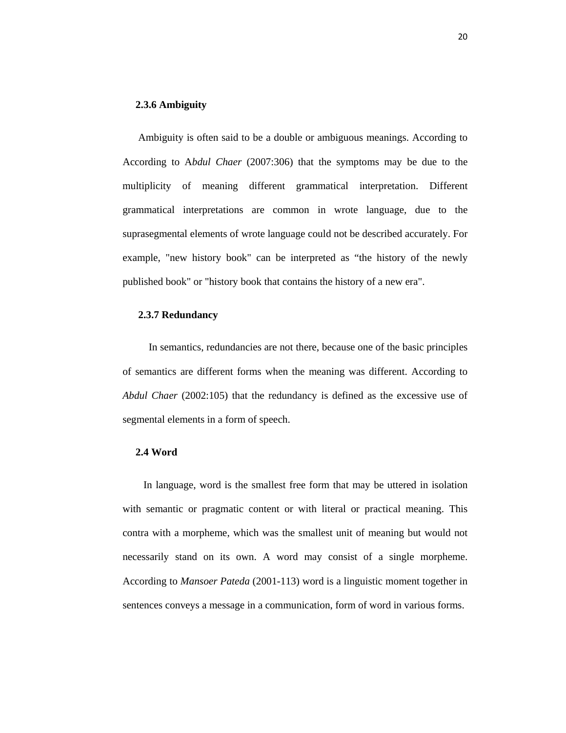### 2.3.6 Ambiguity

Ambiguity is often said to be a double or ambiguous meanings. According to According to A*bdul Chaer* (2007:306) that the symptoms may be due to the multiplicity of meaning different grammatical interpretation. Different grammatical interpretations are common in wrote language, due to the suprasegmental elements of wrote language could not be described accurately. For example, "new history book" can be interpreted as “the history of the newly published book" or "history book that contains the history of a new era".

### 2.3.7 Redundancy

In semantics, redundancies are not there, because one of the basic principles of semantics are different forms when the meaning was different. According to *Abdul Chaer* (2002:105) that the redundancy is defined as the excessive use of segmental elements in a form of speech.

## 2.4 Word

In language, word is the smallest free form that may be uttered in isolation with semantic or pragmatic content or with literal or practical meaning. This contra with a morpheme, which was the smallest unit of meaning but would not necessarily stand on its own. A word may consist of a single morpheme. According to *Mansoer Pateda* (2001-113) word is a linguistic moment together in sentences conveys a message in a communication, form of word in various forms.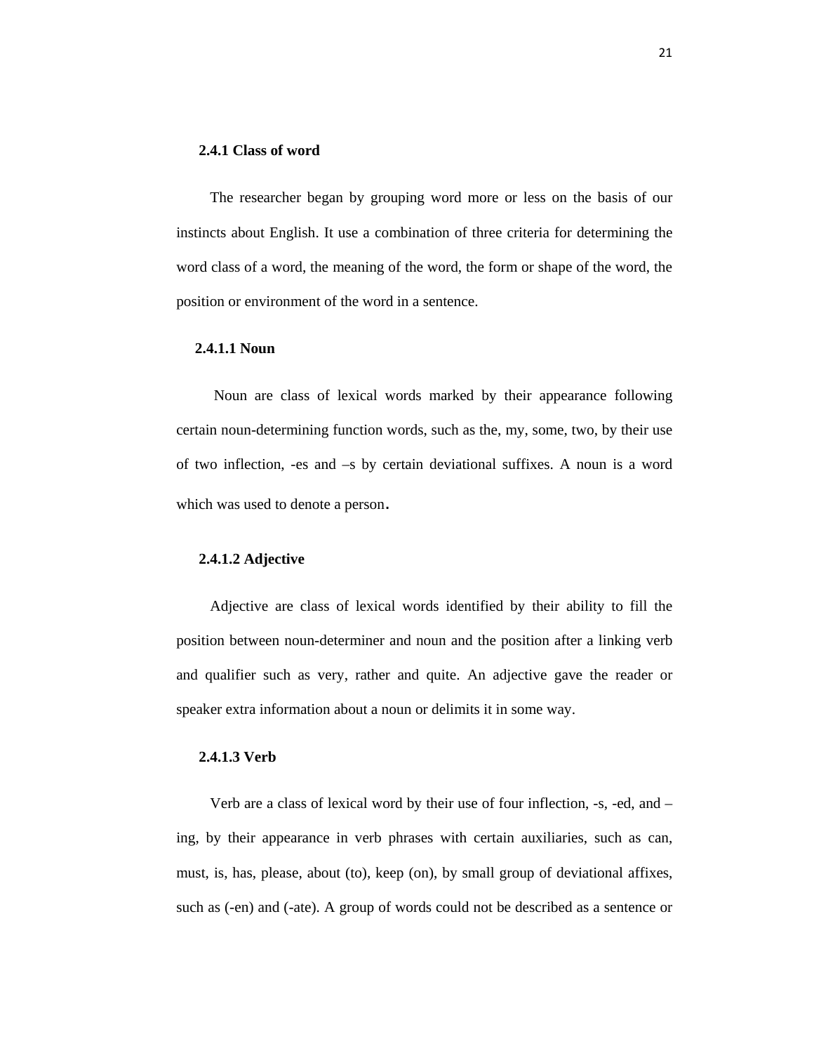### 2.4.1 Class of word

The researcher began by grouping word more or less on the basis of our instincts about English. It use a combination of three criteria for determining the word class of a word, the meaning of the word, the form or shape of the word, the position or environment of the word in a sentence.

#### 2.4.1.1 Noun

Noun are class of lexical words marked by their appearance following certain noun-determining function words, such as the, my, some, two, by their use of two inflection, -es and –s by certain deviational suffixes. A noun is a word which was used to denote a person.

#### 2.4.1.2 Adjective

Adjective are class of lexical words identified by their ability to fill the position between noun-determiner and noun and the position after a linking verb and qualifier such as very, rather and quite. An adjective gave the reader or speaker extra information about a noun or delimits it in some way.

#### 2.4.1.3 Verb

Verb are a class of lexical word by their use of four inflection, -s, -ed, and –ing, by their appearance in verb phrases with certain auxiliaries, such as can, must, is, has, please, about (to), keep (on), by small group of deviational affixes, such as (-en) and (-ate). A group of words could not be described as a sentence or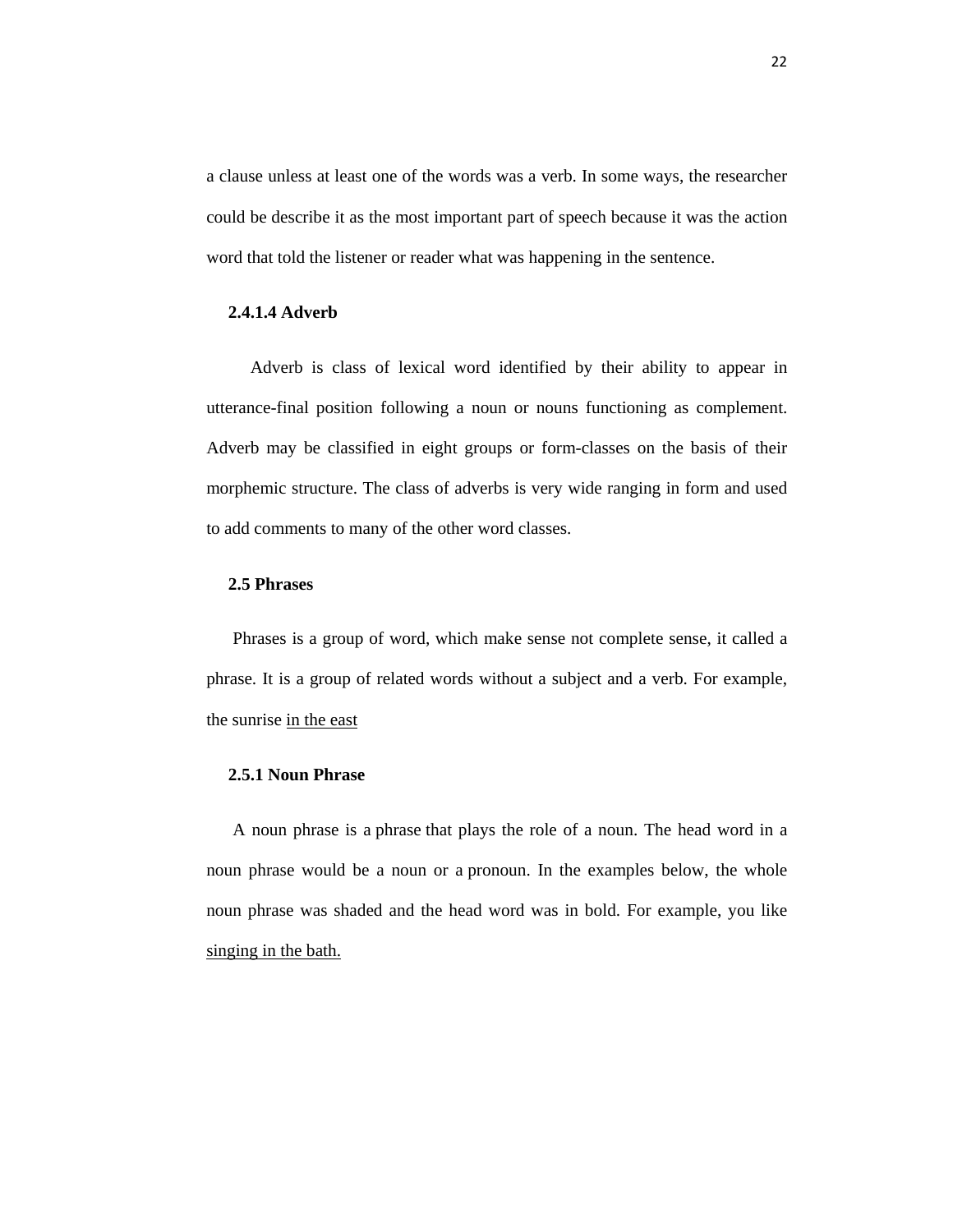a clause unless at least one of the words was a verb. In some ways, the researcher could be describe it as the most important part of speech because it was the action word that told the listener or reader what was happening in the sentence.

#### 2.4.1.4 Adverb

Adverb is class of lexical word identified by their ability to appear in utterance-final position following a noun or nouns functioning as complement. Adverb may be classified in eight groups or form-classes on the basis of their morphemic structure. The class of adverbs is very wide ranging in form and used to add comments to many of the other word classes.

### 2.5 Phrases

Phrases is a group of word, which make sense not complete sense, it called a phrase. It is a group of related words without a subject and a verb. For example, the sunrise <u>in the east</u>

#### 2.5.1 Noun Phrase

A noun phrase is a phrase that plays the role of a noun. The head word in a noun phrase would be a noun or a pronoun. In the examples below, the whole noun phrase was shaded and the head word was in bold. For example, you like <u>singing in the bath.</u>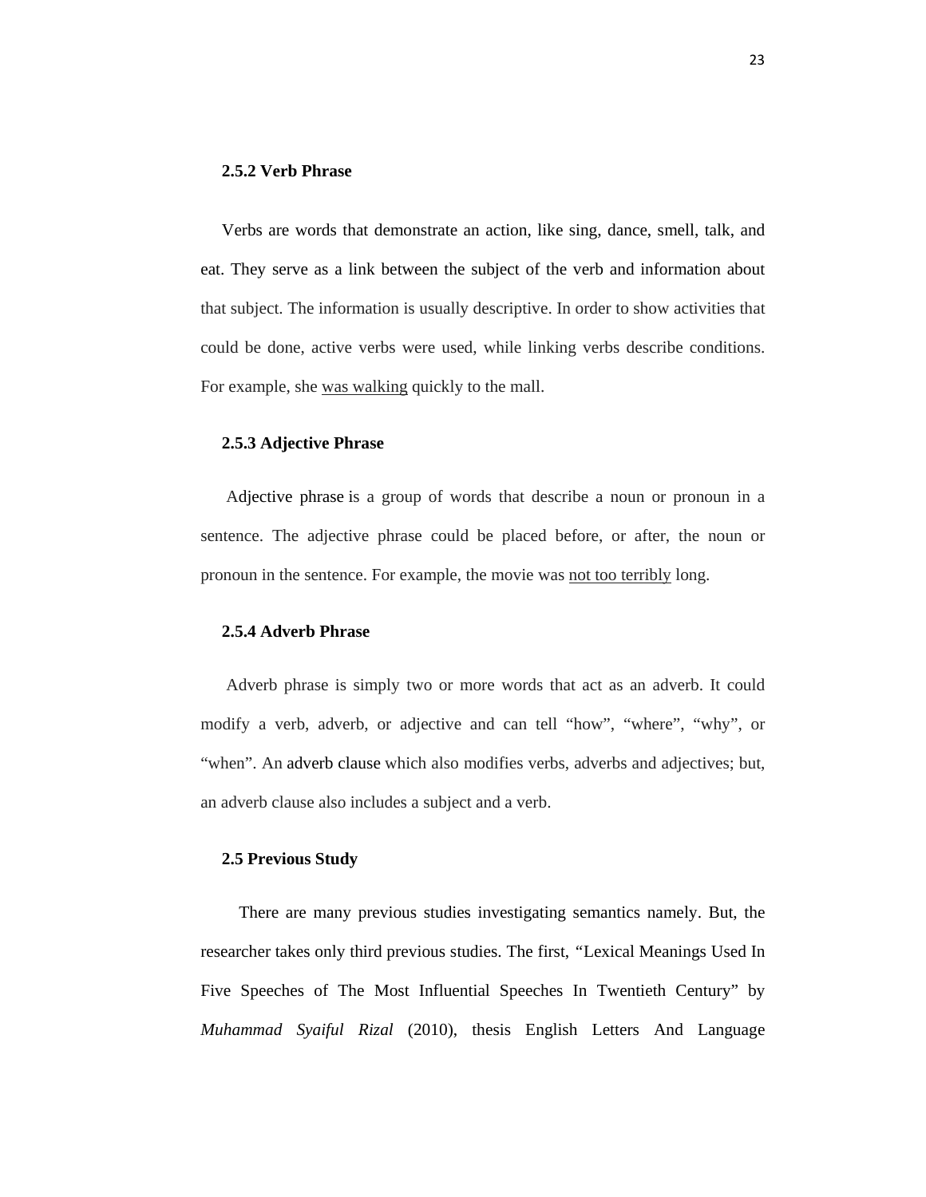### 2.5.2 Verb Phrase

Verbs are words that demonstrate an action, like sing, dance, smell, talk, and eat. They serve as a link between the subject of the verb and information about that subject. The information is usually descriptive. In order to show activities that could be done, active verbs were used, while linking verbs describe conditions. For example, she <u>was walking</u> quickly to the mall.

### 2.5.3 Adjective Phrase

Adjective phrase is a group of words that describe a noun or pronoun in a sentence. The adjective phrase could be placed before, or after, the noun or pronoun in the sentence. For example, the movie was <u>not too terribly</u> long.

### 2.5.4 Adverb Phrase

Adverb phrase is simply two or more words that act as an adverb. It could modify a verb, adverb, or adjective and can tell "how", "where", "why", or "when". An adverb clause which also modifies verbs, adverbs and adjectives; but, an adverb clause also includes a subject and a verb.

### 2.5 Previous Study

There are many previous studies investigating semantics namely. But, the researcher takes only third previous studies. The first, "Lexical Meanings Used In Five Speeches of The Most Influential Speeches In Twentieth Century" by *Muhammad Syaiful Rizal* (2010), thesis English Letters And Language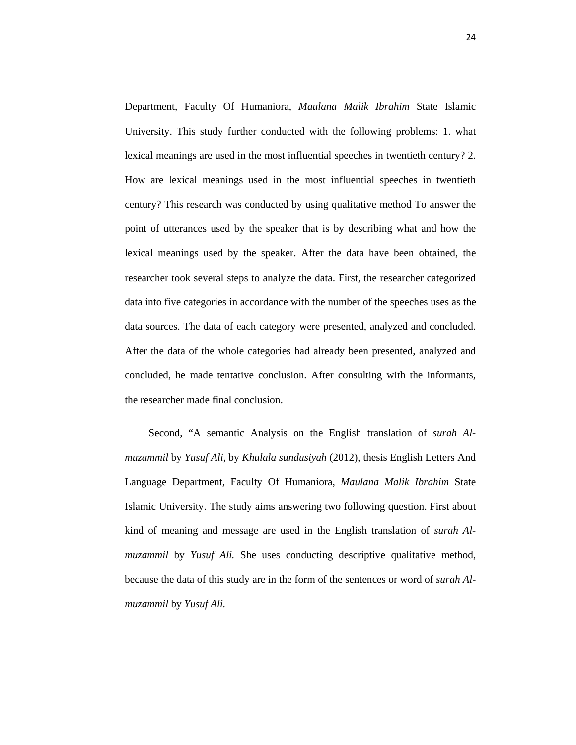Department, Faculty Of Humaniora, *Maulana Malik Ibrahim* State Islamic University. This study further conducted with the following problems: 1. what lexical meanings are used in the most influential speeches in twentieth century? 2. How are lexical meanings used in the most influential speeches in twentieth century? This research was conducted by using qualitative method To answer the point of utterances used by the speaker that is by describing what and how the lexical meanings used by the speaker. After the data have been obtained, the researcher took several steps to analyze the data. First, the researcher categorized data into five categories in accordance with the number of the speeches uses as the data sources. The data of each category were presented, analyzed and concluded. After the data of the whole categories had already been presented, analyzed and concluded, he made tentative conclusion. After consulting with the informants, the researcher made final conclusion.

Second, "A semantic Analysis on the English translation of *surah Al-muzammil* by *Yusuf Ali,* by *Khulala sundusiyah* (2012), thesis English Letters And Language Department, Faculty Of Humaniora, *Maulana Malik Ibrahim* State Islamic University. The study aims answering two following question. First about kind of meaning and message are used in the English translation of *surah Al-muzammil* by *Yusuf Ali.* She uses conducting descriptive qualitative method, because the data of this study are in the form of the sentences or word of *surah Al-muzammil* by *Yusuf Ali.*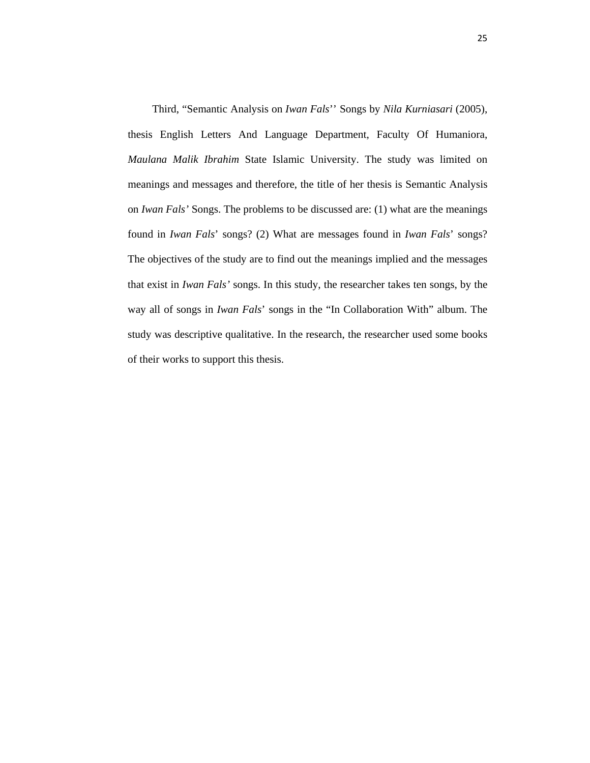Third, "Semantic Analysis on *Iwan Fals*'' Songs by *Nila Kurniasari* (2005), thesis English Letters And Language Department, Faculty Of Humaniora, *Maulana Malik Ibrahim* State Islamic University. The study was limited on meanings and messages and therefore, the title of her thesis is Semantic Analysis on *Iwan Fals'* Songs. The problems to be discussed are: (1) what are the meanings found in *Iwan Fals*' songs? (2) What are messages found in *Iwan Fals*' songs? The objectives of the study are to find out the meanings implied and the messages that exist in *Iwan Fals'* songs. In this study, the researcher takes ten songs, by the way all of songs in *Iwan Fals*' songs in the "In Collaboration With" album. The study was descriptive qualitative. In the research, the researcher used some books of their works to support this thesis.